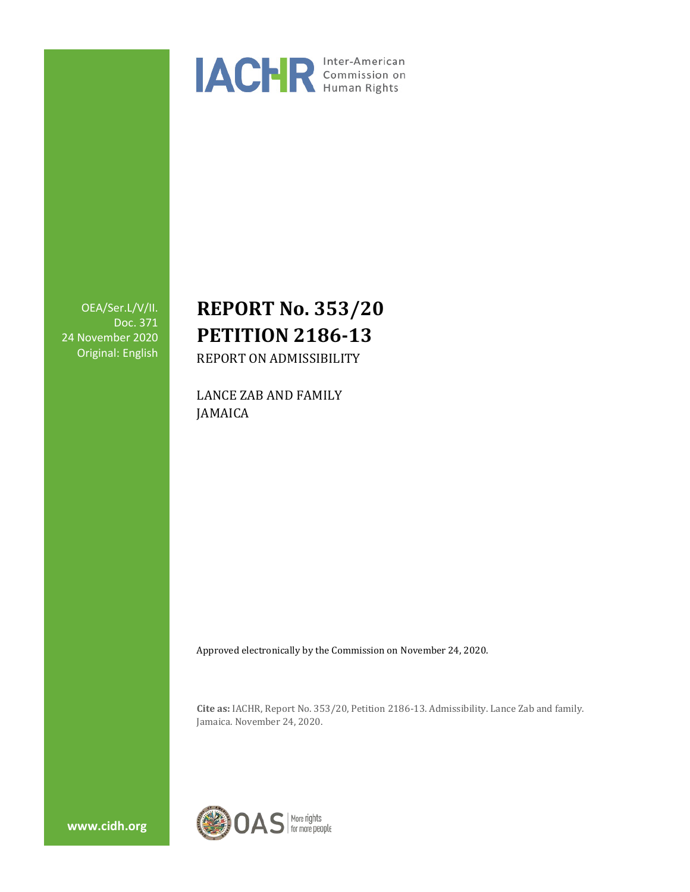IACHR Inter-American Commission on Human Rights

OEA/Ser.L/V/II.
Doc. 371
24 November 2020
Original: English

# REPORT No. 353/20
# PETITION 2186-13

REPORT ON ADMISSIBILITY

LANCE ZAB AND FAMILY
JAMAICA

Approved electronically by the Commission on November 24, 2020.

**Cite as:** IACHR, Report No. 353/20, Petition 2186-13. Admissibility. Lance Zab and family. Jamaica. November 24, 2020.

www.cidh.org

OAS More rights for more people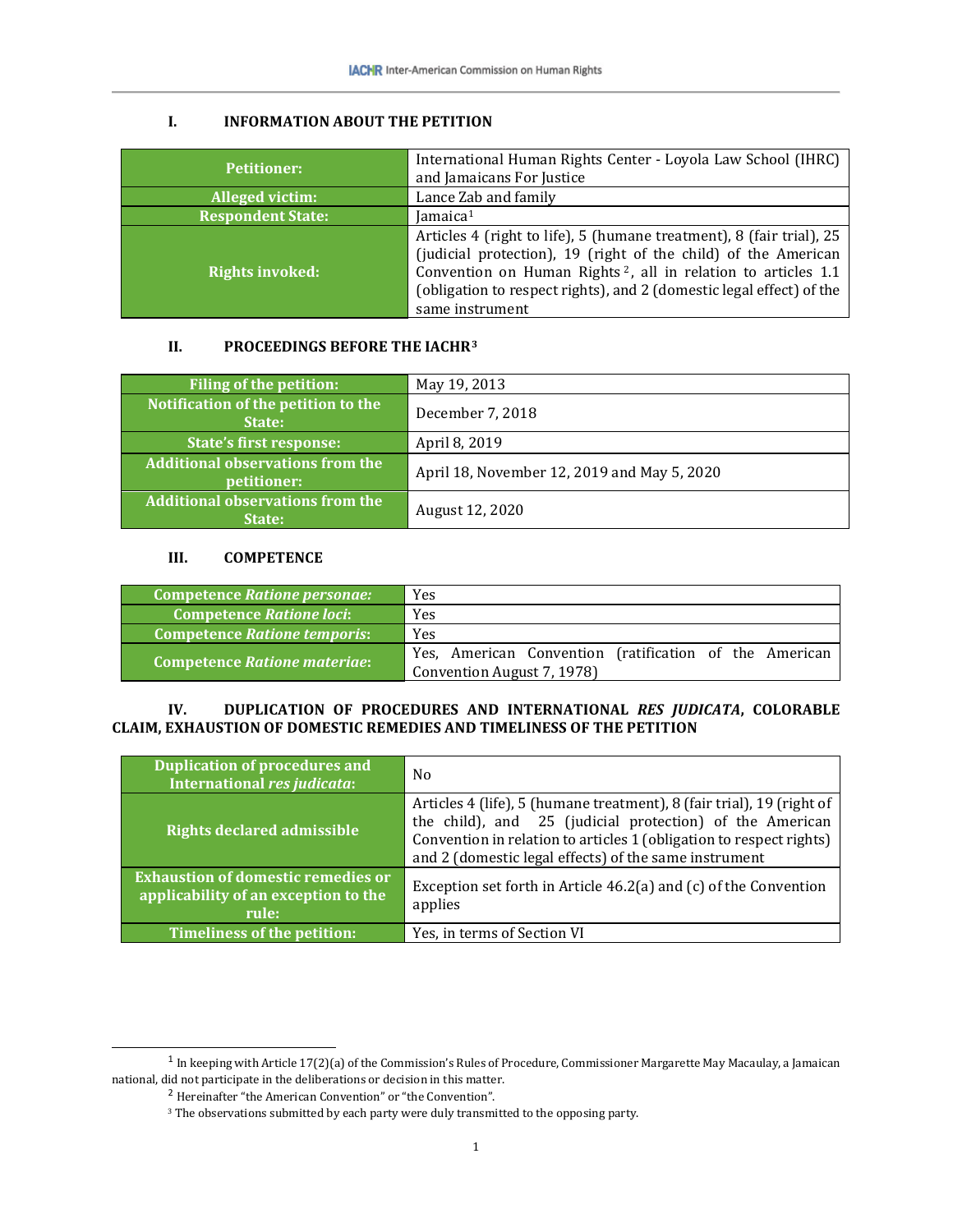## I. INFORMATION ABOUT THE PETITION

| | |
|---|---|
| **Petitioner:** | International Human Rights Center - Loyola Law School (IHRC) and Jamaicans For Justice |
| **Alleged victim:** | Lance Zab and family |
| **Respondent State:** | Jamaica[1] |
| **Rights invoked:** | Articles 4 (right to life), 5 (humane treatment), 8 (fair trial), 25 (judicial protection), 19 (right of the child) of the American Convention on Human Rights[2], all in relation to articles 1.1 (obligation to respect rights), and 2 (domestic legal effect) of the same instrument |

## II. PROCEEDINGS BEFORE THE IACHR[3]

| | |
|---|---|
| **Filing of the petition:** | May 19, 2013 |
| **Notification of the petition to the State:** | December 7, 2018 |
| **State's first response:** | April 8, 2019 |
| **Additional observations from the petitioner:** | April 18, November 12, 2019 and May 5, 2020 |
| **Additional observations from the State:** | August 12, 2020 |

## III. COMPETENCE

| | |
|---|---|
| **Competence *Ratione personae*:** | Yes |
| **Competence *Ratione loci*:** | Yes |
| **Competence *Ratione temporis*:** | Yes |
| **Competence *Ratione materiae*:** | Yes, American Convention (ratification of the American Convention August 7, 1978) |

## IV. DUPLICATION OF PROCEDURES AND INTERNATIONAL *RES JUDICATA*, COLORABLE CLAIM, EXHAUSTION OF DOMESTIC REMEDIES AND TIMELINESS OF THE PETITION

| | |
|---|---|
| **Duplication of procedures and International *res judicata*:** | No |
| **Rights declared admissible** | Articles 4 (life), 5 (humane treatment), 8 (fair trial), 19 (right of the child), and 25 (judicial protection) of the American Convention in relation to articles 1 (obligation to respect rights) and 2 (domestic legal effects) of the same instrument |
| **Exhaustion of domestic remedies or applicability of an exception to the rule:** | Exception set forth in Article 46.2(a) and (c) of the Convention applies |
| **Timeliness of the petition:** | Yes, in terms of Section VI |

---

[1] In keeping with Article 17(2)(a) of the Commission's Rules of Procedure, Commissioner Margarette May Macaulay, a Jamaican national, did not participate in the deliberations or decision in this matter.

[2] Hereinafter "the American Convention" or "the Convention".

[3] The observations submitted by each party were duly transmitted to the opposing party.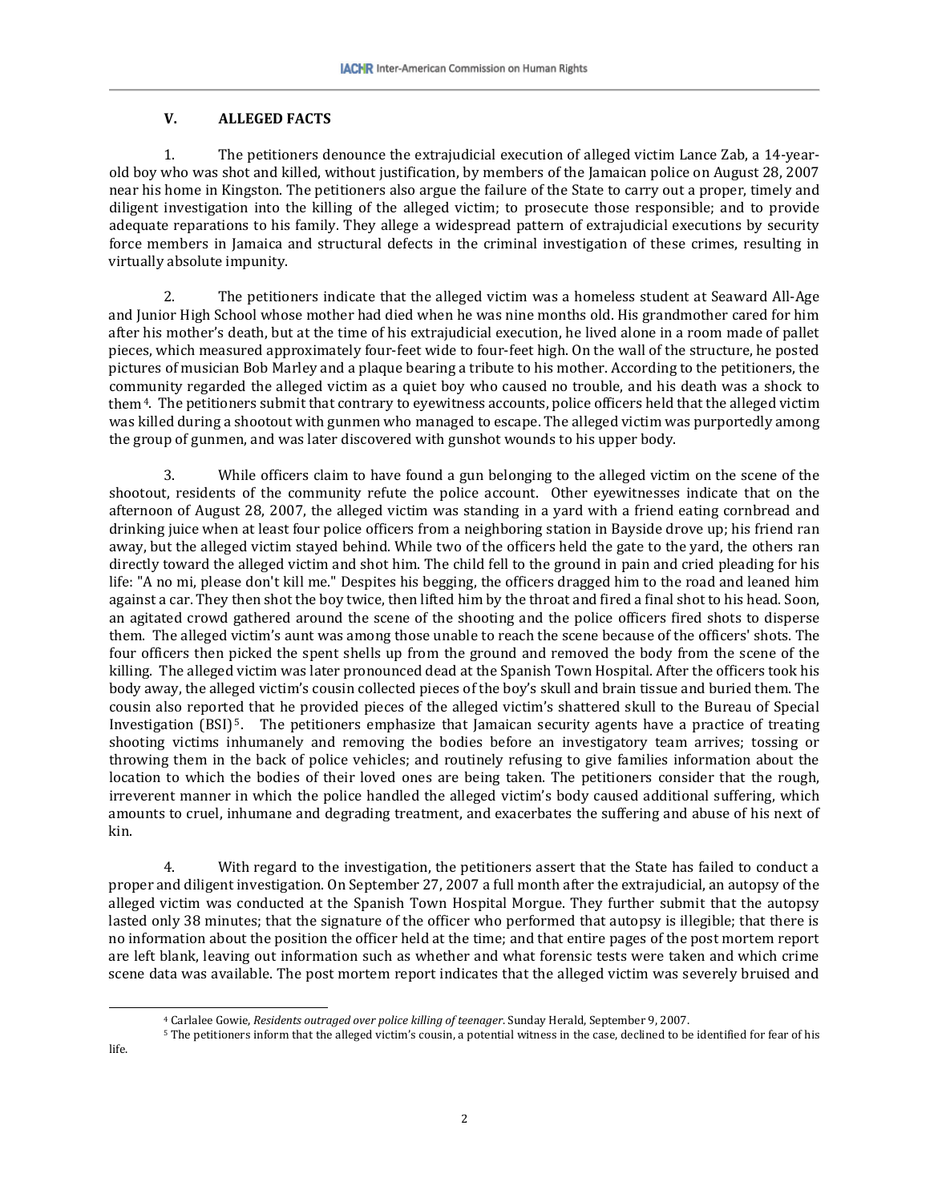### V. ALLEGED FACTS

1. The petitioners denounce the extrajudicial execution of alleged victim Lance Zab, a 14-year-old boy who was shot and killed, without justification, by members of the Jamaican police on August 28, 2007 near his home in Kingston. The petitioners also argue the failure of the State to carry out a proper, timely and diligent investigation into the killing of the alleged victim; to prosecute those responsible; and to provide adequate reparations to his family. They allege a widespread pattern of extrajudicial executions by security force members in Jamaica and structural defects in the criminal investigation of these crimes, resulting in virtually absolute impunity.

2. The petitioners indicate that the alleged victim was a homeless student at Seaward All-Age and Junior High School whose mother had died when he was nine months old. His grandmother cared for him after his mother's death, but at the time of his extrajudicial execution, he lived alone in a room made of pallet pieces, which measured approximately four-feet wide to four-feet high. On the wall of the structure, he posted pictures of musician Bob Marley and a plaque bearing a tribute to his mother. According to the petitioners, the community regarded the alleged victim as a quiet boy who caused no trouble, and his death was a shock to them[4]. The petitioners submit that contrary to eyewitness accounts, police officers held that the alleged victim was killed during a shootout with gunmen who managed to escape. The alleged victim was purportedly among the group of gunmen, and was later discovered with gunshot wounds to his upper body.

3. While officers claim to have found a gun belonging to the alleged victim on the scene of the shootout, residents of the community refute the police account. Other eyewitnesses indicate that on the afternoon of August 28, 2007, the alleged victim was standing in a yard with a friend eating cornbread and drinking juice when at least four police officers from a neighboring station in Bayside drove up; his friend ran away, but the alleged victim stayed behind. While two of the officers held the gate to the yard, the others ran directly toward the alleged victim and shot him. The child fell to the ground in pain and cried pleading for his life: "A no mi, please don't kill me." Despites his begging, the officers dragged him to the road and leaned him against a car. They then shot the boy twice, then lifted him by the throat and fired a final shot to his head. Soon, an agitated crowd gathered around the scene of the shooting and the police officers fired shots to disperse them. The alleged victim's aunt was among those unable to reach the scene because of the officers' shots. The four officers then picked the spent shells up from the ground and removed the body from the scene of the killing. The alleged victim was later pronounced dead at the Spanish Town Hospital. After the officers took his body away, the alleged victim's cousin collected pieces of the boy's skull and brain tissue and buried them. The cousin also reported that he provided pieces of the alleged victim's shattered skull to the Bureau of Special Investigation (BSI)[5]. The petitioners emphasize that Jamaican security agents have a practice of treating shooting victims inhumanely and removing the bodies before an investigatory team arrives; tossing or throwing them in the back of police vehicles; and routinely refusing to give families information about the location to which the bodies of their loved ones are being taken. The petitioners consider that the rough, irreverent manner in which the police handled the alleged victim's body caused additional suffering, which amounts to cruel, inhumane and degrading treatment, and exacerbates the suffering and abuse of his next of kin.

4. With regard to the investigation, the petitioners assert that the State has failed to conduct a proper and diligent investigation. On September 27, 2007 a full month after the extrajudicial, an autopsy of the alleged victim was conducted at the Spanish Town Hospital Morgue. They further submit that the autopsy lasted only 38 minutes; that the signature of the officer who performed that autopsy is illegible; that there is no information about the position the officer held at the time; and that entire pages of the post mortem report are left blank, leaving out information such as whether and what forensic tests were taken and which crime scene data was available. The post mortem report indicates that the alleged victim was severely bruised and

---

[4] Carlalee Gowie, *Residents outraged over police killing of teenager*. Sunday Herald, September 9, 2007.

[5] The petitioners inform that the alleged victim's cousin, a potential witness in the case, declined to be identified for fear of his life.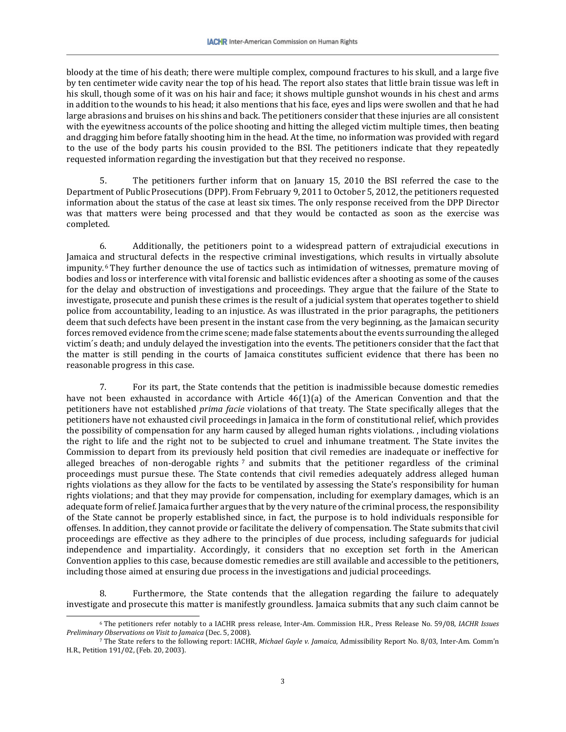bloody at the time of his death; there were multiple complex, compound fractures to his skull, and a large five by ten centimeter wide cavity near the top of his head. The report also states that little brain tissue was left in his skull, though some of it was on his hair and face; it shows multiple gunshot wounds in his chest and arms in addition to the wounds to his head; it also mentions that his face, eyes and lips were swollen and that he had large abrasions and bruises on his shins and back. The petitioners consider that these injuries are all consistent with the eyewitness accounts of the police shooting and hitting the alleged victim multiple times, then beating and dragging him before fatally shooting him in the head. At the time, no information was provided with regard to the use of the body parts his cousin provided to the BSI. The petitioners indicate that they repeatedly requested information regarding the investigation but that they received no response.

5. The petitioners further inform that on January 15, 2010 the BSI referred the case to the Department of Public Prosecutions (DPP). From February 9, 2011 to October 5, 2012, the petitioners requested information about the status of the case at least six times. The only response received from the DPP Director was that matters were being processed and that they would be contacted as soon as the exercise was completed.

6. Additionally, the petitioners point to a widespread pattern of extrajudicial executions in Jamaica and structural defects in the respective criminal investigations, which results in virtually absolute impunity.[6] They further denounce the use of tactics such as intimidation of witnesses, premature moving of bodies and loss or interference with vital forensic and ballistic evidences after a shooting as some of the causes for the delay and obstruction of investigations and proceedings. They argue that the failure of the State to investigate, prosecute and punish these crimes is the result of a judicial system that operates together to shield police from accountability, leading to an injustice. As was illustrated in the prior paragraphs, the petitioners deem that such defects have been present in the instant case from the very beginning, as the Jamaican security forces removed evidence from the crime scene; made false statements about the events surrounding the alleged victim´s death; and unduly delayed the investigation into the events. The petitioners consider that the fact that the matter is still pending in the courts of Jamaica constitutes sufficient evidence that there has been no reasonable progress in this case.

7. For its part, the State contends that the petition is inadmissible because domestic remedies have not been exhausted in accordance with Article 46(1)(a) of the American Convention and that the petitioners have not established *prima facie* violations of that treaty. The State specifically alleges that the petitioners have not exhausted civil proceedings in Jamaica in the form of constitutional relief, which provides the possibility of compensation for any harm caused by alleged human rights violations. , including violations the right to life and the right not to be subjected to cruel and inhumane treatment. The State invites the Commission to depart from its previously held position that civil remedies are inadequate or ineffective for alleged breaches of non-derogable rights [7] and submits that the petitioner regardless of the criminal proceedings must pursue these. The State contends that civil remedies adequately address alleged human rights violations as they allow for the facts to be ventilated by assessing the State's responsibility for human rights violations; and that they may provide for compensation, including for exemplary damages, which is an adequate form of relief. Jamaica further argues that by the very nature of the criminal process, the responsibility of the State cannot be properly established since, in fact, the purpose is to hold individuals responsible for offenses. In addition, they cannot provide or facilitate the delivery of compensation. The State submits that civil proceedings are effective as they adhere to the principles of due process, including safeguards for judicial independence and impartiality. Accordingly, it considers that no exception set forth in the American Convention applies to this case, because domestic remedies are still available and accessible to the petitioners, including those aimed at ensuring due process in the investigations and judicial proceedings.

8. Furthermore, the State contends that the allegation regarding the failure to adequately investigate and prosecute this matter is manifestly groundless. Jamaica submits that any such claim cannot be

---

[6] The petitioners refer notably to a IACHR press release, Inter-Am. Commission H.R., Press Release No. 59/08, *IACHR Issues Preliminary Observations on Visit to Jamaica* (Dec. 5, 2008).

[7] The State refers to the following report: IACHR, *Michael Gayle v. Jamaica*, Admissibility Report No. 8/03, Inter-Am. Comm'n H.R., Petition 191/02, (Feb. 20, 2003).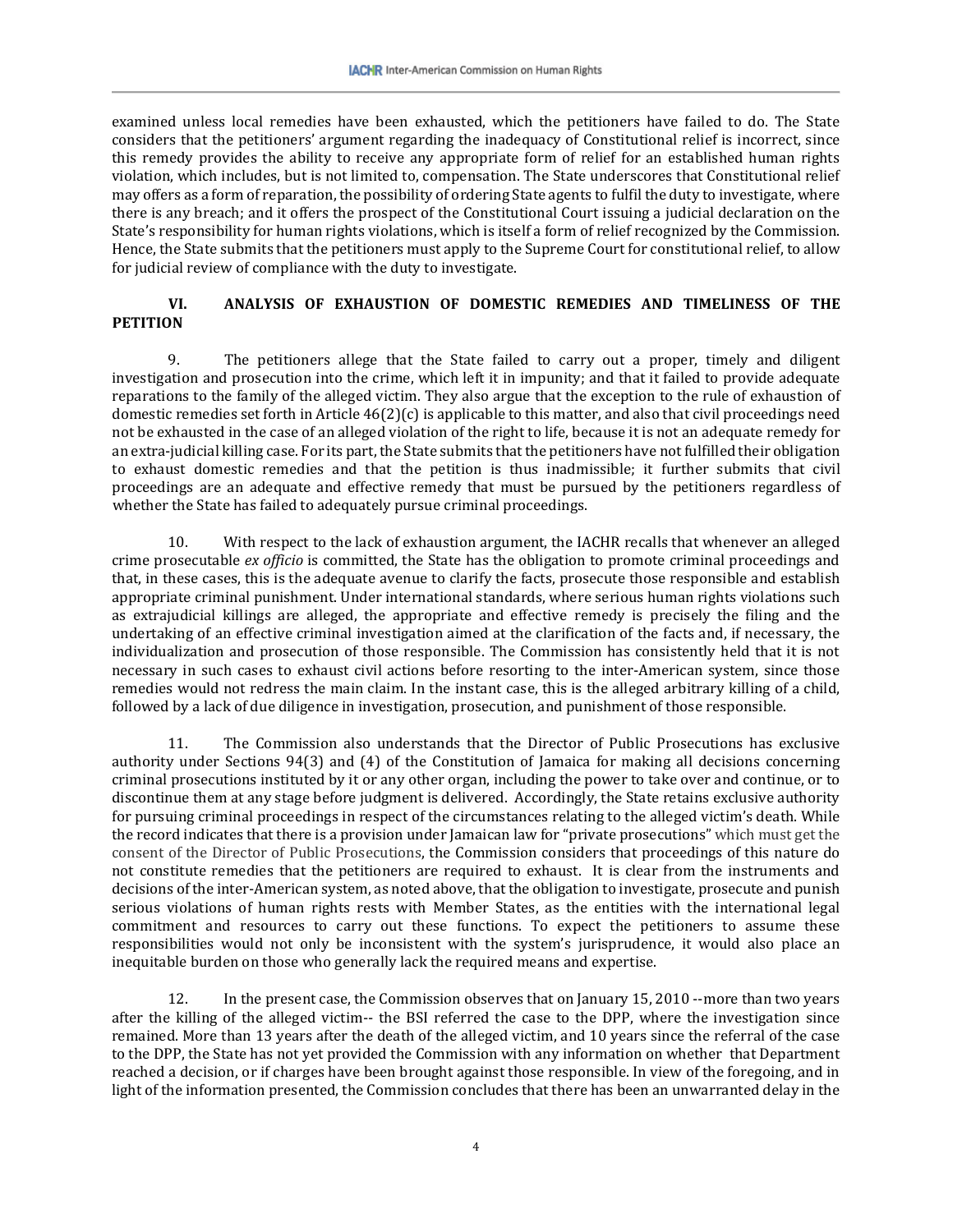examined unless local remedies have been exhausted, which the petitioners have failed to do. The State considers that the petitioners' argument regarding the inadequacy of Constitutional relief is incorrect, since this remedy provides the ability to receive any appropriate form of relief for an established human rights violation, which includes, but is not limited to, compensation. The State underscores that Constitutional relief may offers as a form of reparation, the possibility of ordering State agents to fulfil the duty to investigate, where there is any breach; and it offers the prospect of the Constitutional Court issuing a judicial declaration on the State's responsibility for human rights violations, which is itself a form of relief recognized by the Commission. Hence, the State submits that the petitioners must apply to the Supreme Court for constitutional relief, to allow for judicial review of compliance with the duty to investigate.

## VI. ANALYSIS OF EXHAUSTION OF DOMESTIC REMEDIES AND TIMELINESS OF THE PETITION

9. The petitioners allege that the State failed to carry out a proper, timely and diligent investigation and prosecution into the crime, which left it in impunity; and that it failed to provide adequate reparations to the family of the alleged victim. They also argue that the exception to the rule of exhaustion of domestic remedies set forth in Article 46(2)(c) is applicable to this matter, and also that civil proceedings need not be exhausted in the case of an alleged violation of the right to life, because it is not an adequate remedy for an extra-judicial killing case. For its part, the State submits that the petitioners have not fulfilled their obligation to exhaust domestic remedies and that the petition is thus inadmissible; it further submits that civil proceedings are an adequate and effective remedy that must be pursued by the petitioners regardless of whether the State has failed to adequately pursue criminal proceedings.

10. With respect to the lack of exhaustion argument, the IACHR recalls that whenever an alleged crime prosecutable *ex officio* is committed, the State has the obligation to promote criminal proceedings and that, in these cases, this is the adequate avenue to clarify the facts, prosecute those responsible and establish appropriate criminal punishment. Under international standards, where serious human rights violations such as extrajudicial killings are alleged, the appropriate and effective remedy is precisely the filing and the undertaking of an effective criminal investigation aimed at the clarification of the facts and, if necessary, the individualization and prosecution of those responsible. The Commission has consistently held that it is not necessary in such cases to exhaust civil actions before resorting to the inter-American system, since those remedies would not redress the main claim. In the instant case, this is the alleged arbitrary killing of a child, followed by a lack of due diligence in investigation, prosecution, and punishment of those responsible.

11. The Commission also understands that the Director of Public Prosecutions has exclusive authority under Sections 94(3) and (4) of the Constitution of Jamaica for making all decisions concerning criminal prosecutions instituted by it or any other organ, including the power to take over and continue, or to discontinue them at any stage before judgment is delivered. Accordingly, the State retains exclusive authority for pursuing criminal proceedings in respect of the circumstances relating to the alleged victim's death. While the record indicates that there is a provision under Jamaican law for "private prosecutions" which must get the consent of the Director of Public Prosecutions, the Commission considers that proceedings of this nature do not constitute remedies that the petitioners are required to exhaust. It is clear from the instruments and decisions of the inter-American system, as noted above, that the obligation to investigate, prosecute and punish serious violations of human rights rests with Member States, as the entities with the international legal commitment and resources to carry out these functions. To expect the petitioners to assume these responsibilities would not only be inconsistent with the system's jurisprudence, it would also place an inequitable burden on those who generally lack the required means and expertise.

12. In the present case, the Commission observes that on January 15, 2010 --more than two years after the killing of the alleged victim-- the BSI referred the case to the DPP, where the investigation since remained. More than 13 years after the death of the alleged victim, and 10 years since the referral of the case to the DPP, the State has not yet provided the Commission with any information on whether that Department reached a decision, or if charges have been brought against those responsible. In view of the foregoing, and in light of the information presented, the Commission concludes that there has been an unwarranted delay in the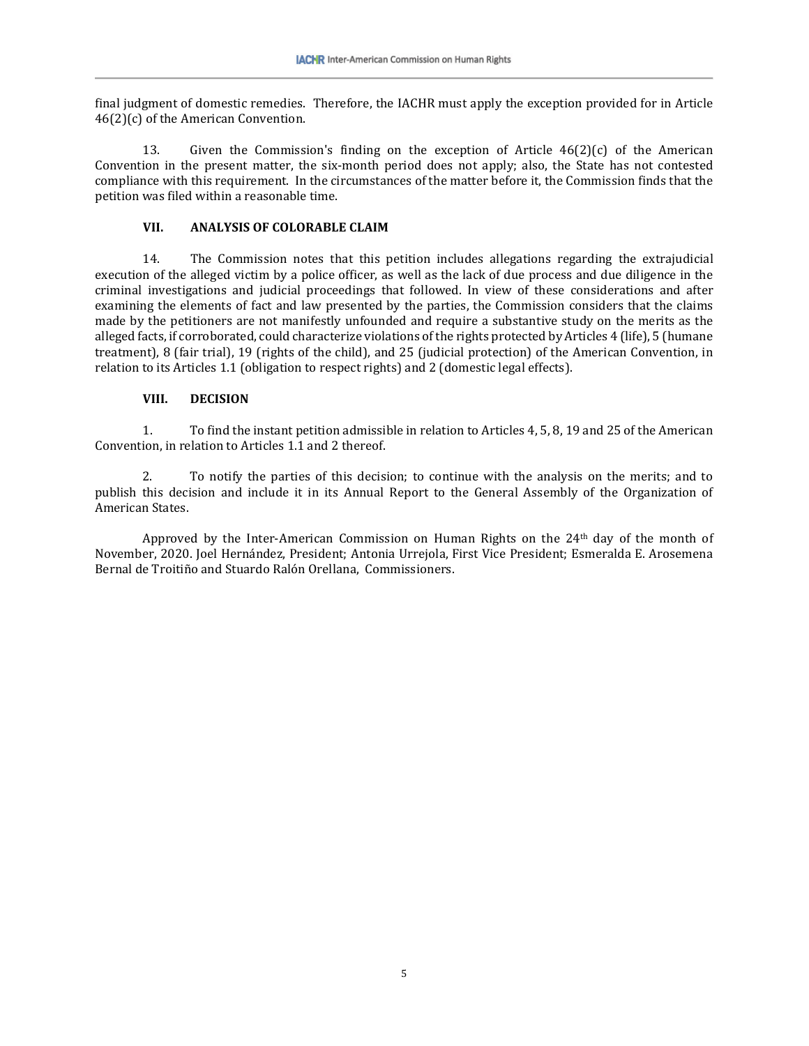final judgment of domestic remedies. Therefore, the IACHR must apply the exception provided for in Article 46(2)(c) of the American Convention.

13. Given the Commission's finding on the exception of Article 46(2)(c) of the American Convention in the present matter, the six-month period does not apply; also, the State has not contested compliance with this requirement. In the circumstances of the matter before it, the Commission finds that the petition was filed within a reasonable time.

### VII. ANALYSIS OF COLORABLE CLAIM

14. The Commission notes that this petition includes allegations regarding the extrajudicial execution of the alleged victim by a police officer, as well as the lack of due process and due diligence in the criminal investigations and judicial proceedings that followed. In view of these considerations and after examining the elements of fact and law presented by the parties, the Commission considers that the claims made by the petitioners are not manifestly unfounded and require a substantive study on the merits as the alleged facts, if corroborated, could characterize violations of the rights protected by Articles 4 (life), 5 (humane treatment), 8 (fair trial), 19 (rights of the child), and 25 (judicial protection) of the American Convention, in relation to its Articles 1.1 (obligation to respect rights) and 2 (domestic legal effects).

### VIII. DECISION

1. To find the instant petition admissible in relation to Articles 4, 5, 8, 19 and 25 of the American Convention, in relation to Articles 1.1 and 2 thereof.

2. To notify the parties of this decision; to continue with the analysis on the merits; and to publish this decision and include it in its Annual Report to the General Assembly of the Organization of American States.

Approved by the Inter-American Commission on Human Rights on the 24th day of the month of November, 2020. Joel Hernández, President; Antonia Urrejola, First Vice President; Esmeralda E. Arosemena Bernal de Troitiño and Stuardo Ralón Orellana, Commissioners.